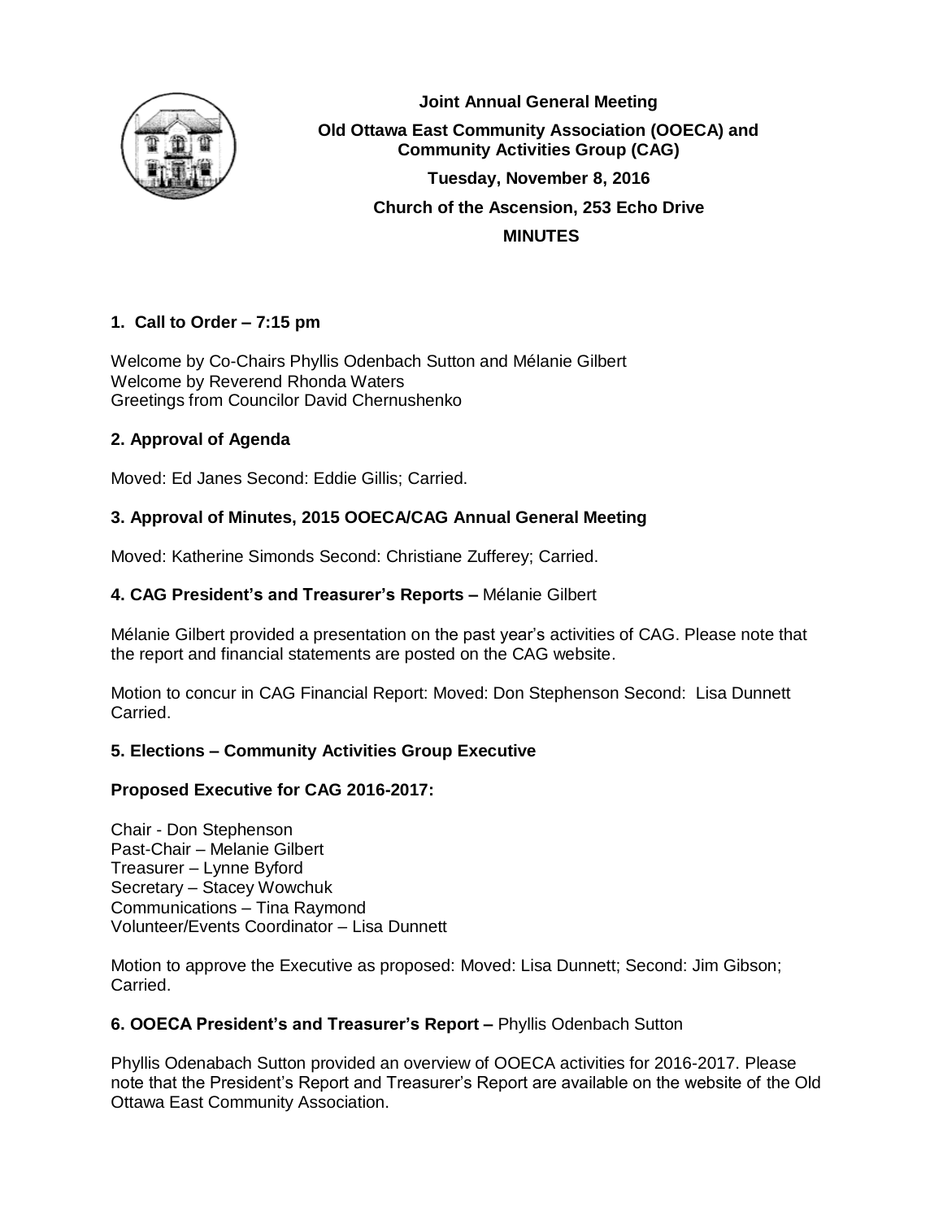**Joint Annual General Meeting**

**Old Ottawa East Community Association (OOECA) and Community Activities Group (CAG)**

**Tuesday, November 8, 2016**

**Church of the Ascension, 253 Echo Drive**

**MINUTES**

### 1. Call to Order – 7:15 pm

Welcome by Co-Chairs Phyllis Odenbach Sutton and Mélanie Gilbert
Welcome by Reverend Rhonda Waters
Greetings from Councilor David Chernushenko

### 2. Approval of Agenda

Moved: Ed Janes Second: Eddie Gillis; Carried.

### 3. Approval of Minutes, 2015 OOECA/CAG Annual General Meeting

Moved: Katherine Simonds Second: Christiane Zufferey; Carried.

### 4. CAG President's and Treasurer's Reports – Mélanie Gilbert

Mélanie Gilbert provided a presentation on the past year's activities of CAG. Please note that the report and financial statements are posted on the CAG website.

Motion to concur in CAG Financial Report: Moved: Don Stephenson Second: Lisa Dunnett Carried.

### 5. Elections – Community Activities Group Executive

**Proposed Executive for CAG 2016-2017:**

Chair - Don Stephenson
Past-Chair – Melanie Gilbert
Treasurer – Lynne Byford
Secretary – Stacey Wowchuk
Communications – Tina Raymond
Volunteer/Events Coordinator – Lisa Dunnett

Motion to approve the Executive as proposed: Moved: Lisa Dunnett; Second: Jim Gibson; Carried.

### 6. OOECA President's and Treasurer's Report – Phyllis Odenbach Sutton

Phyllis Odenabach Sutton provided an overview of OOECA activities for 2016-2017. Please note that the President's Report and Treasurer's Report are available on the website of the Old Ottawa East Community Association.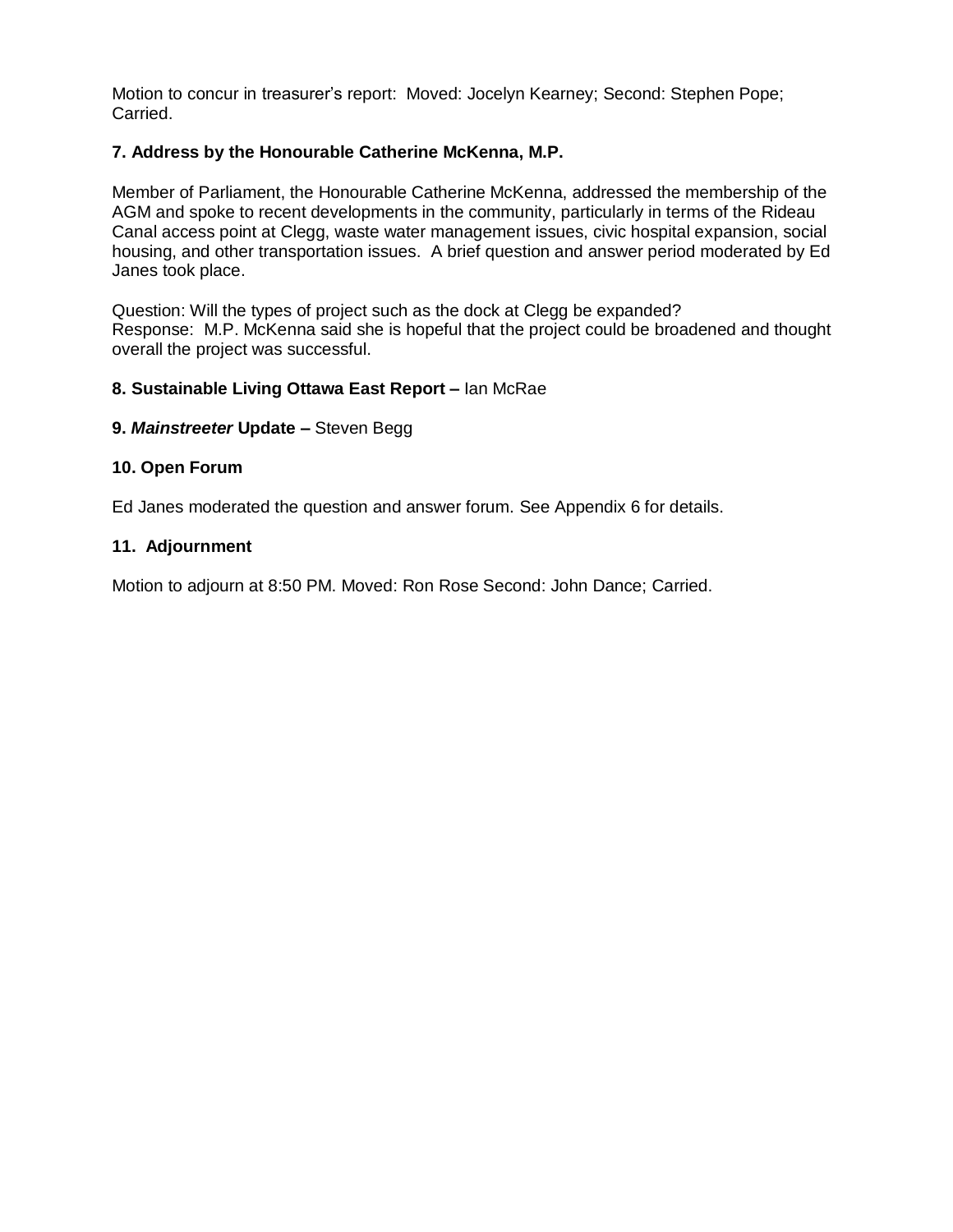Motion to concur in treasurer's report: Moved: Jocelyn Kearney; Second: Stephen Pope; Carried.

**7. Address by the Honourable Catherine McKenna, M.P.**

Member of Parliament, the Honourable Catherine McKenna, addressed the membership of the AGM and spoke to recent developments in the community, particularly in terms of the Rideau Canal access point at Clegg, waste water management issues, civic hospital expansion, social housing, and other transportation issues. A brief question and answer period moderated by Ed Janes took place.

Question: Will the types of project such as the dock at Clegg be expanded?
Response: M.P. McKenna said she is hopeful that the project could be broadened and thought overall the project was successful.

**8. Sustainable Living Ottawa East Report –** Ian McRae

**9. *Mainstreeter* Update –** Steven Begg

**10. Open Forum**

Ed Janes moderated the question and answer forum. See Appendix 6 for details.

**11. Adjournment**

Motion to adjourn at 8:50 PM. Moved: Ron Rose Second: John Dance; Carried.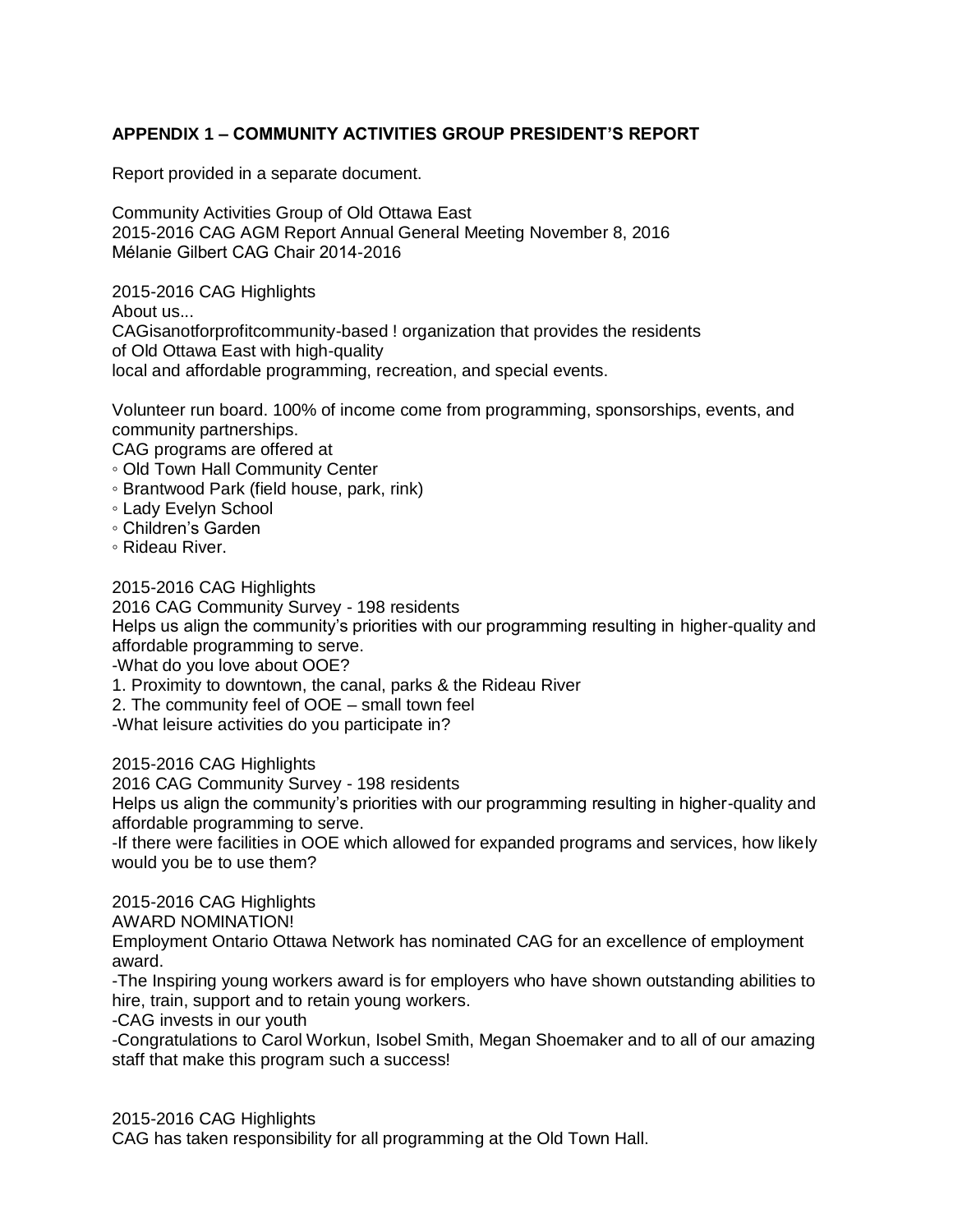**APPENDIX 1 – COMMUNITY ACTIVITIES GROUP PRESIDENT'S REPORT**

Report provided in a separate document.

Community Activities Group of Old Ottawa East
2015-2016 CAG AGM Report Annual General Meeting November 8, 2016
Mélanie Gilbert CAG Chair 2014-2016

2015-2016 CAG Highlights
About us...
CAGisanotforprofitcommunity-based ! organization that provides the residents of Old Ottawa East with high-quality local and affordable programming, recreation, and special events.

Volunteer run board. 100% of income come from programming, sponsorships, events, and community partnerships.
CAG programs are offered at

- Old Town Hall Community Center
- Brantwood Park (field house, park, rink)
- Lady Evelyn School
- Children's Garden
- Rideau River.

2015-2016 CAG Highlights
2016 CAG Community Survey - 198 residents
Helps us align the community's priorities with our programming resulting in higher-quality and affordable programming to serve.
-What do you love about OOE?
1. Proximity to downtown, the canal, parks & the Rideau River
2. The community feel of OOE – small town feel

-What leisure activities do you participate in?

2015-2016 CAG Highlights
2016 CAG Community Survey - 198 residents
Helps us align the community's priorities with our programming resulting in higher-quality and affordable programming to serve.
-If there were facilities in OOE which allowed for expanded programs and services, how likely would you be to use them?

2015-2016 CAG Highlights
AWARD NOMINATION!
Employment Ontario Ottawa Network has nominated CAG for an excellence of employment award.
-The Inspiring young workers award is for employers who have shown outstanding abilities to hire, train, support and to retain young workers.
-CAG invests in our youth
-Congratulations to Carol Workun, Isobel Smith, Megan Shoemaker and to all of our amazing staff that make this program such a success!

2015-2016 CAG Highlights
CAG has taken responsibility for all programming at the Old Town Hall.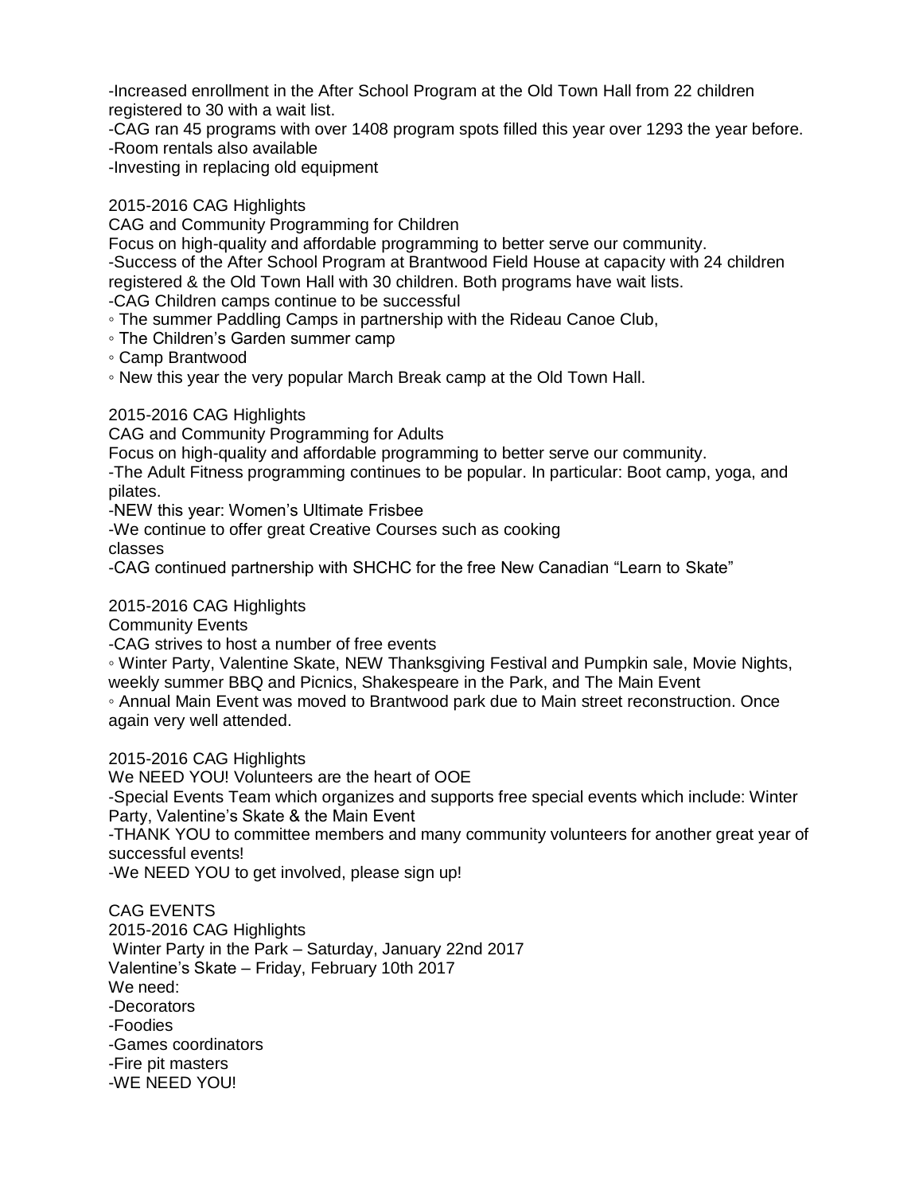-Increased enrollment in the After School Program at the Old Town Hall from 22 children registered to 30 with a wait list.
-CAG ran 45 programs with over 1408 program spots filled this year over 1293 the year before.
-Room rentals also available
-Investing in replacing old equipment

2015-2016 CAG Highlights
CAG and Community Programming for Children
Focus on high-quality and affordable programming to better serve our community.
-Success of the After School Program at Brantwood Field House at capacity with 24 children registered & the Old Town Hall with 30 children. Both programs have wait lists.
-CAG Children camps continue to be successful
◦ The summer Paddling Camps in partnership with the Rideau Canoe Club,
◦ The Children's Garden summer camp
◦ Camp Brantwood
◦ New this year the very popular March Break camp at the Old Town Hall.

2015-2016 CAG Highlights
CAG and Community Programming for Adults
Focus on high-quality and affordable programming to better serve our community.
-The Adult Fitness programming continues to be popular. In particular: Boot camp, yoga, and pilates.
-NEW this year: Women's Ultimate Frisbee
-We continue to offer great Creative Courses such as cooking
classes
-CAG continued partnership with SHCHC for the free New Canadian "Learn to Skate"

2015-2016 CAG Highlights
Community Events
-CAG strives to host a number of free events
◦ Winter Party, Valentine Skate, NEW Thanksgiving Festival and Pumpkin sale, Movie Nights, weekly summer BBQ and Picnics, Shakespeare in the Park, and The Main Event
◦ Annual Main Event was moved to Brantwood park due to Main street reconstruction. Once again very well attended.

2015-2016 CAG Highlights
We NEED YOU! Volunteers are the heart of OOE
-Special Events Team which organizes and supports free special events which include: Winter Party, Valentine's Skate & the Main Event
-THANK YOU to committee members and many community volunteers for another great year of successful events!
-We NEED YOU to get involved, please sign up!

CAG EVENTS
2015-2016 CAG Highlights
Winter Party in the Park – Saturday, January 22nd 2017
Valentine's Skate – Friday, February 10th 2017
We need:
-Decorators
-Foodies
-Games coordinators
-Fire pit masters
-WE NEED YOU!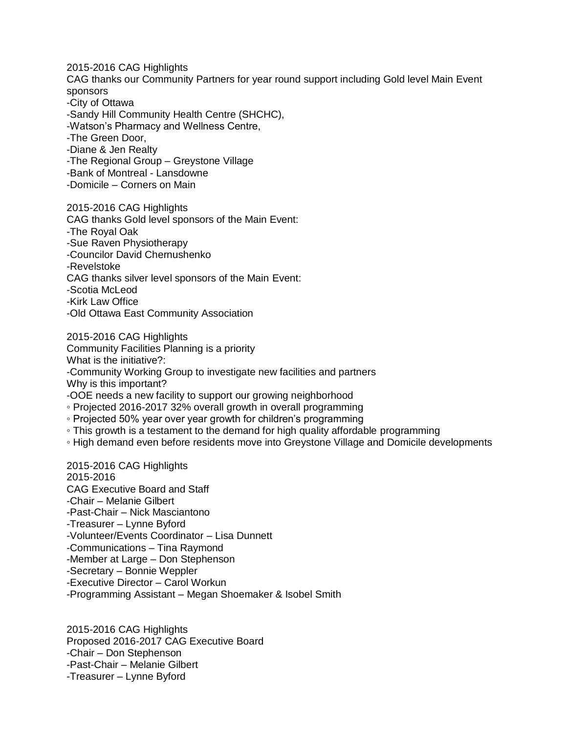2015-2016 CAG Highlights

CAG thanks our Community Partners for year round support including Gold level Main Event sponsors

-City of Ottawa
-Sandy Hill Community Health Centre (SHCHC),
-Watson's Pharmacy and Wellness Centre,
-The Green Door,
-Diane & Jen Realty
-The Regional Group – Greystone Village
-Bank of Montreal - Lansdowne
-Domicile – Corners on Main

2015-2016 CAG Highlights

CAG thanks Gold level sponsors of the Main Event:
-The Royal Oak
-Sue Raven Physiotherapy
-Councilor David Chernushenko
-Revelstoke

CAG thanks silver level sponsors of the Main Event:
-Scotia McLeod
-Kirk Law Office
-Old Ottawa East Community Association

2015-2016 CAG Highlights

Community Facilities Planning is a priority

What is the initiative?:
-Community Working Group to investigate new facilities and partners

Why is this important?
-OOE needs a new facility to support our growing neighborhood
◦ Projected 2016-2017 32% overall growth in overall programming
◦ Projected 50% year over year growth for children's programming
◦ This growth is a testament to the demand for high quality affordable programming
◦ High demand even before residents move into Greystone Village and Domicile developments

2015-2016 CAG Highlights

2015-2016

CAG Executive Board and Staff
-Chair – Melanie Gilbert
-Past-Chair – Nick Masciantono
-Treasurer – Lynne Byford
-Volunteer/Events Coordinator – Lisa Dunnett
-Communications – Tina Raymond
-Member at Large – Don Stephenson
-Secretary – Bonnie Weppler
-Executive Director – Carol Workun
-Programming Assistant – Megan Shoemaker & Isobel Smith

2015-2016 CAG Highlights

Proposed 2016-2017 CAG Executive Board
-Chair – Don Stephenson
-Past-Chair – Melanie Gilbert
-Treasurer – Lynne Byford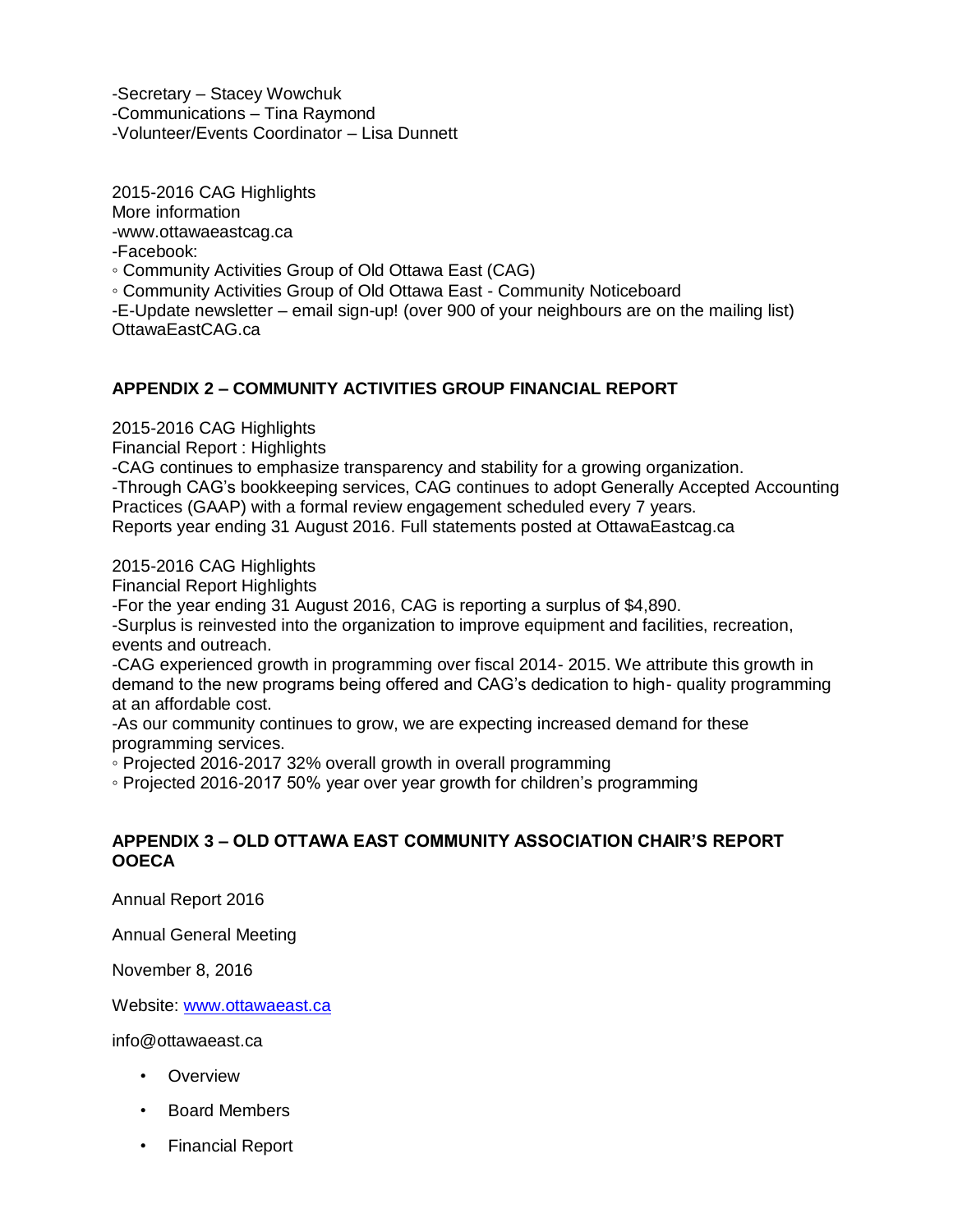-Secretary – Stacey Wowchuk
-Communications – Tina Raymond
-Volunteer/Events Coordinator – Lisa Dunnett

2015-2016 CAG Highlights
More information
-www.ottawaeastcag.ca
-Facebook:
◦ Community Activities Group of Old Ottawa East (CAG)
◦ Community Activities Group of Old Ottawa East - Community Noticeboard
-E-Update newsletter – email sign-up! (over 900 of your neighbours are on the mailing list)
OttawaEastCAG.ca

## APPENDIX 2 – COMMUNITY ACTIVITIES GROUP FINANCIAL REPORT

2015-2016 CAG Highlights
Financial Report : Highlights
-CAG continues to emphasize transparency and stability for a growing organization.
-Through CAG's bookkeeping services, CAG continues to adopt Generally Accepted Accounting Practices (GAAP) with a formal review engagement scheduled every 7 years.
Reports year ending 31 August 2016. Full statements posted at OttawaEastcag.ca

2015-2016 CAG Highlights
Financial Report Highlights
-For the year ending 31 August 2016, CAG is reporting a surplus of $4,890.
-Surplus is reinvested into the organization to improve equipment and facilities, recreation, events and outreach.
-CAG experienced growth in programming over fiscal 2014- 2015. We attribute this growth in demand to the new programs being offered and CAG's dedication to high- quality programming at an affordable cost.
-As our community continues to grow, we are expecting increased demand for these programming services.
◦ Projected 2016-2017 32% overall growth in overall programming
◦ Projected 2016-2017 50% year over year growth for children's programming

## APPENDIX 3 – OLD OTTAWA EAST COMMUNITY ASSOCIATION CHAIR'S REPORT OOECA

Annual Report 2016

Annual General Meeting

November 8, 2016

Website: www.ottawaeast.ca

info@ottawaeast.ca

- Overview
- Board Members
- Financial Report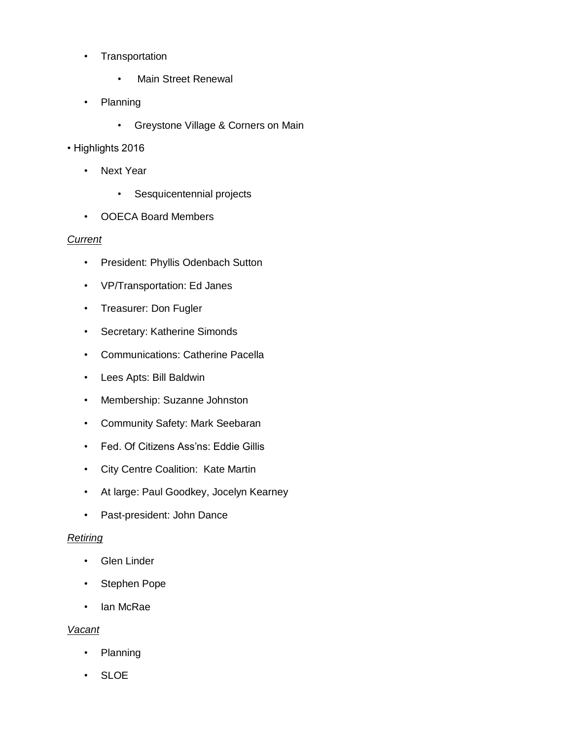- Transportation
  - Main Street Renewal
- Planning
  - Greystone Village & Corners on Main

- Highlights 2016
  - Next Year
    - Sesquicentennial projects
  - OOECA Board Members

*Current*

- President: Phyllis Odenbach Sutton
- VP/Transportation: Ed Janes
- Treasurer: Don Fugler
- Secretary: Katherine Simonds
- Communications: Catherine Pacella
- Lees Apts: Bill Baldwin
- Membership: Suzanne Johnston
- Community Safety: Mark Seebaran
- Fed. Of Citizens Ass'ns: Eddie Gillis
- City Centre Coalition: Kate Martin
- At large: Paul Goodkey, Jocelyn Kearney
- Past-president: John Dance

*Retiring*

- Glen Linder
- Stephen Pope
- Ian McRae

*Vacant*

- Planning
- SLOE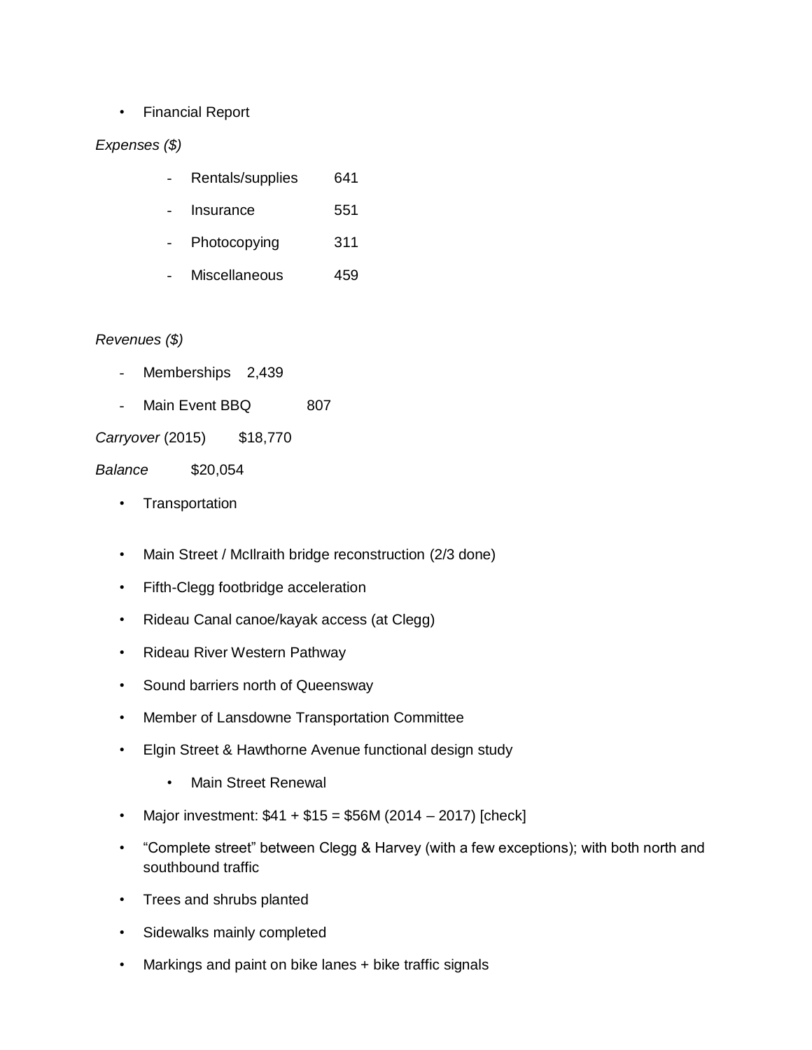- Financial Report

*Expenses ($)*

- Rentals/supplies 641
- Insurance 551
- Photocopying 311
- Miscellaneous 459

*Revenues ($)*

- Memberships 2,439
- Main Event BBQ 807

*Carryover* (2015) $18,770

*Balance* $20,054

- Transportation

- Main Street / McIlraith bridge reconstruction (2/3 done)
- Fifth-Clegg footbridge acceleration
- Rideau Canal canoe/kayak access (at Clegg)
- Rideau River Western Pathway
- Sound barriers north of Queensway
- Member of Lansdowne Transportation Committee
- Elgin Street & Hawthorne Avenue functional design study
    - Main Street Renewal
- Major investment: $41 + $15 = $56M (2014 – 2017) [check]
- “Complete street” between Clegg & Harvey (with a few exceptions); with both north and southbound traffic
- Trees and shrubs planted
- Sidewalks mainly completed
- Markings and paint on bike lanes + bike traffic signals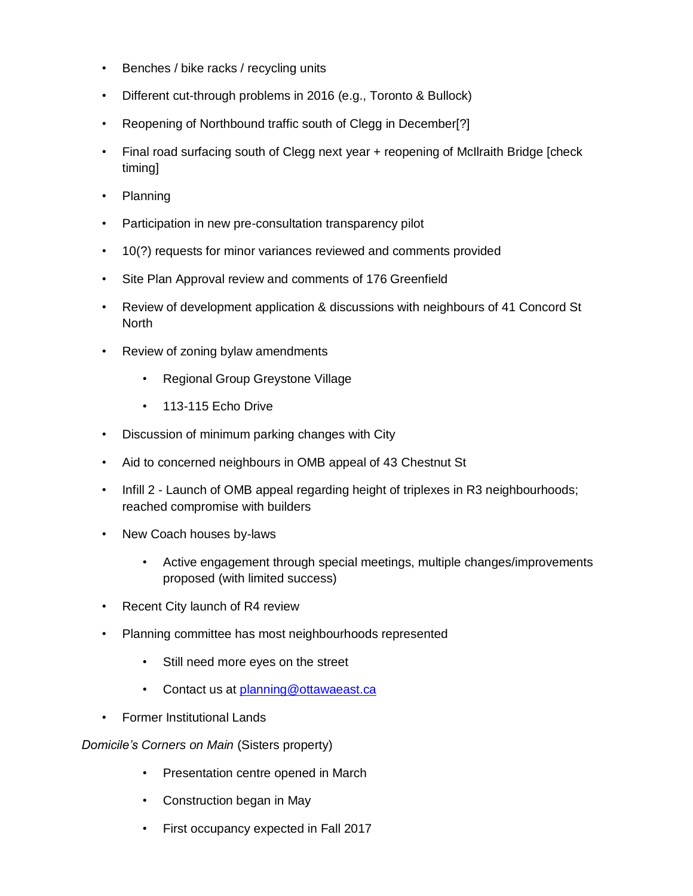- Benches / bike racks / recycling units
- Different cut-through problems in 2016 (e.g., Toronto & Bullock)
- Reopening of Northbound traffic south of Clegg in December[?]
- Final road surfacing south of Clegg next year + reopening of McIlraith Bridge [check timing]
- Planning
- Participation in new pre-consultation transparency pilot
- 10(?) requests for minor variances reviewed and comments provided
- Site Plan Approval review and comments of 176 Greenfield
- Review of development application & discussions with neighbours of 41 Concord St North
- Review of zoning bylaw amendments
  - Regional Group Greystone Village
  - 113-115 Echo Drive
- Discussion of minimum parking changes with City
- Aid to concerned neighbours in OMB appeal of 43 Chestnut St
- Infill 2 - Launch of OMB appeal regarding height of triplexes in R3 neighbourhoods; reached compromise with builders
- New Coach houses by-laws
  - Active engagement through special meetings, multiple changes/improvements proposed (with limited success)
- Recent City launch of R4 review
- Planning committee has most neighbourhoods represented
  - Still need more eyes on the street
  - Contact us at [planning@ottawaeast.ca](mailto:planning@ottawaeast.ca)
- Former Institutional Lands

*Domicile's Corners on Main* (Sisters property)

- Presentation centre opened in March
- Construction began in May
- First occupancy expected in Fall 2017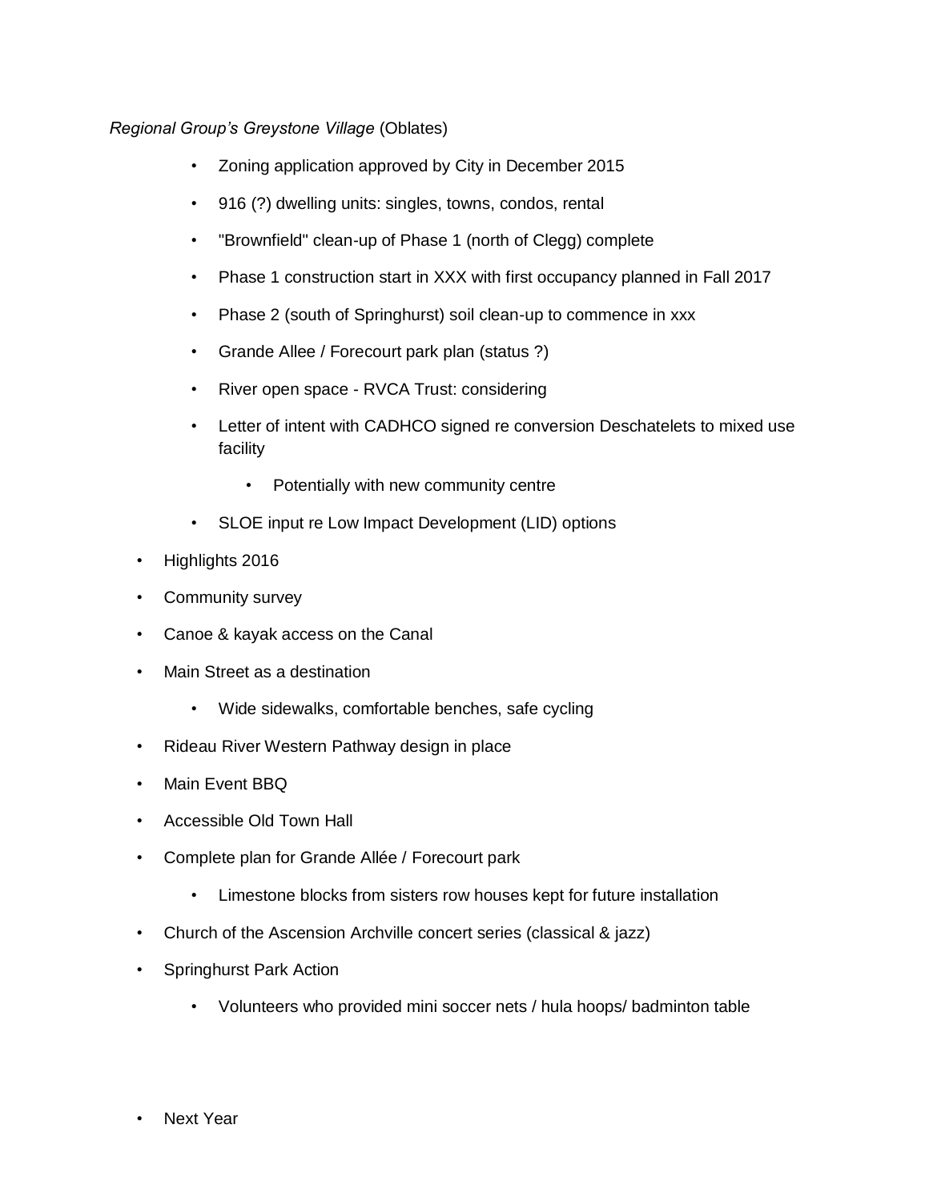*Regional Group's Greystone Village* (Oblates)

- Zoning application approved by City in December 2015
- 916 (?) dwelling units: singles, towns, condos, rental
- "Brownfield" clean-up of Phase 1 (north of Clegg) complete
- Phase 1 construction start in XXX with first occupancy planned in Fall 2017
- Phase 2 (south of Springhurst) soil clean-up to commence in xxx
- Grande Allee / Forecourt park plan (status ?)
- River open space - RVCA Trust: considering
- Letter of intent with CADHCO signed re conversion Deschatelets to mixed use facility
    - Potentially with new community centre
- SLOE input re Low Impact Development (LID) options

- Highlights 2016
- Community survey
- Canoe & kayak access on the Canal
- Main Street as a destination
    - Wide sidewalks, comfortable benches, safe cycling
- Rideau River Western Pathway design in place
- Main Event BBQ
- Accessible Old Town Hall
- Complete plan for Grande Allée / Forecourt park
    - Limestone blocks from sisters row houses kept for future installation
- Church of the Ascension Archville concert series (classical & jazz)
- Springhurst Park Action
    - Volunteers who provided mini soccer nets / hula hoops/ badminton table

- Next Year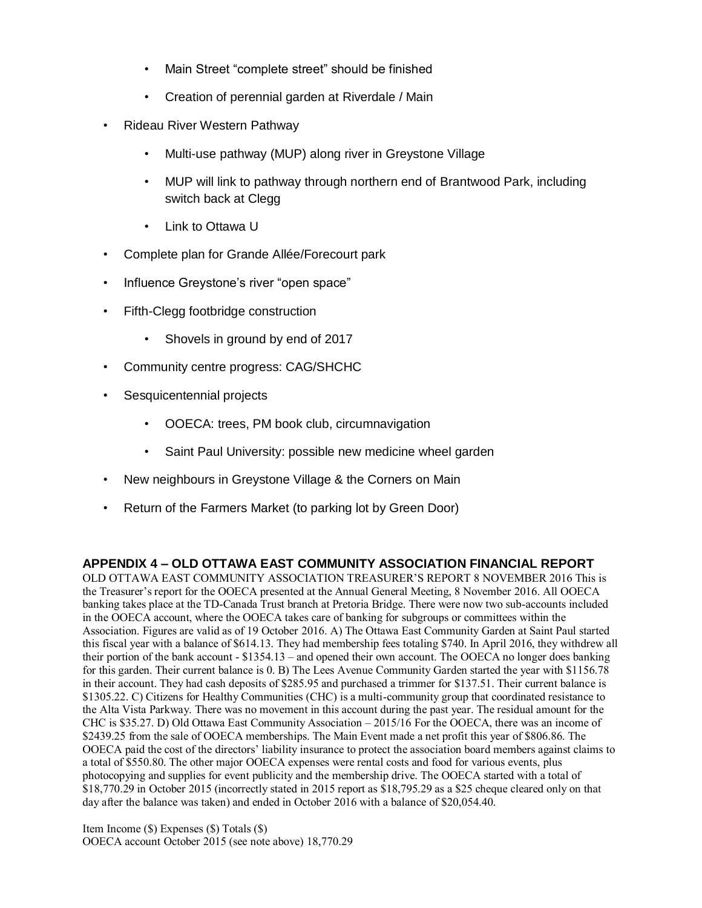- Main Street "complete street" should be finished
  - Creation of perennial garden at Riverdale / Main
- Rideau River Western Pathway
  - Multi-use pathway (MUP) along river in Greystone Village
  - MUP will link to pathway through northern end of Brantwood Park, including switch back at Clegg
  - Link to Ottawa U
- Complete plan for Grande Allée/Forecourt park
- Influence Greystone's river "open space"
- Fifth-Clegg footbridge construction
  - Shovels in ground by end of 2017
- Community centre progress: CAG/SHCHC
- Sesquicentennial projects
  - OOECA: trees, PM book club, circumnavigation
  - Saint Paul University: possible new medicine wheel garden
- New neighbours in Greystone Village & the Corners on Main
- Return of the Farmers Market (to parking lot by Green Door)

## APPENDIX 4 – OLD OTTAWA EAST COMMUNITY ASSOCIATION FINANCIAL REPORT

OLD OTTAWA EAST COMMUNITY ASSOCIATION TREASURER'S REPORT 8 NOVEMBER 2016 This is the Treasurer's report for the OOECA presented at the Annual General Meeting, 8 November 2016. All OOECA banking takes place at the TD-Canada Trust branch at Pretoria Bridge. There were now two sub-accounts included in the OOECA account, where the OOECA takes care of banking for subgroups or committees within the Association. Figures are valid as of 19 October 2016. A) The Ottawa East Community Garden at Saint Paul started this fiscal year with a balance of $614.13. They had membership fees totaling $740. In April 2016, they withdrew all their portion of the bank account - $1354.13 – and opened their own account. The OOECA no longer does banking for this garden. Their current balance is 0. B) The Lees Avenue Community Garden started the year with $1156.78 in their account. They had cash deposits of $285.95 and purchased a trimmer for $137.51. Their current balance is $1305.22. C) Citizens for Healthy Communities (CHC) is a multi-community group that coordinated resistance to the Alta Vista Parkway. There was no movement in this account during the past year. The residual amount for the CHC is $35.27. D) Old Ottawa East Community Association – 2015/16 For the OOECA, there was an income of $2439.25 from the sale of OOECA memberships. The Main Event made a net profit this year of $806.86. The OOECA paid the cost of the directors' liability insurance to protect the association board members against claims to a total of $550.80. The other major OOECA expenses were rental costs and food for various events, plus photocopying and supplies for event publicity and the membership drive. The OOECA started with a total of $18,770.29 in October 2015 (incorrectly stated in 2015 report as $18,795.29 as a $25 cheque cleared only on that day after the balance was taken) and ended in October 2016 with a balance of $20,054.40.

| Item | Income ($) | Expenses ($) | Totals ($) |
|---|---|---|---|
| OOECA account October 2015 (see note above) | | | 18,770.29 |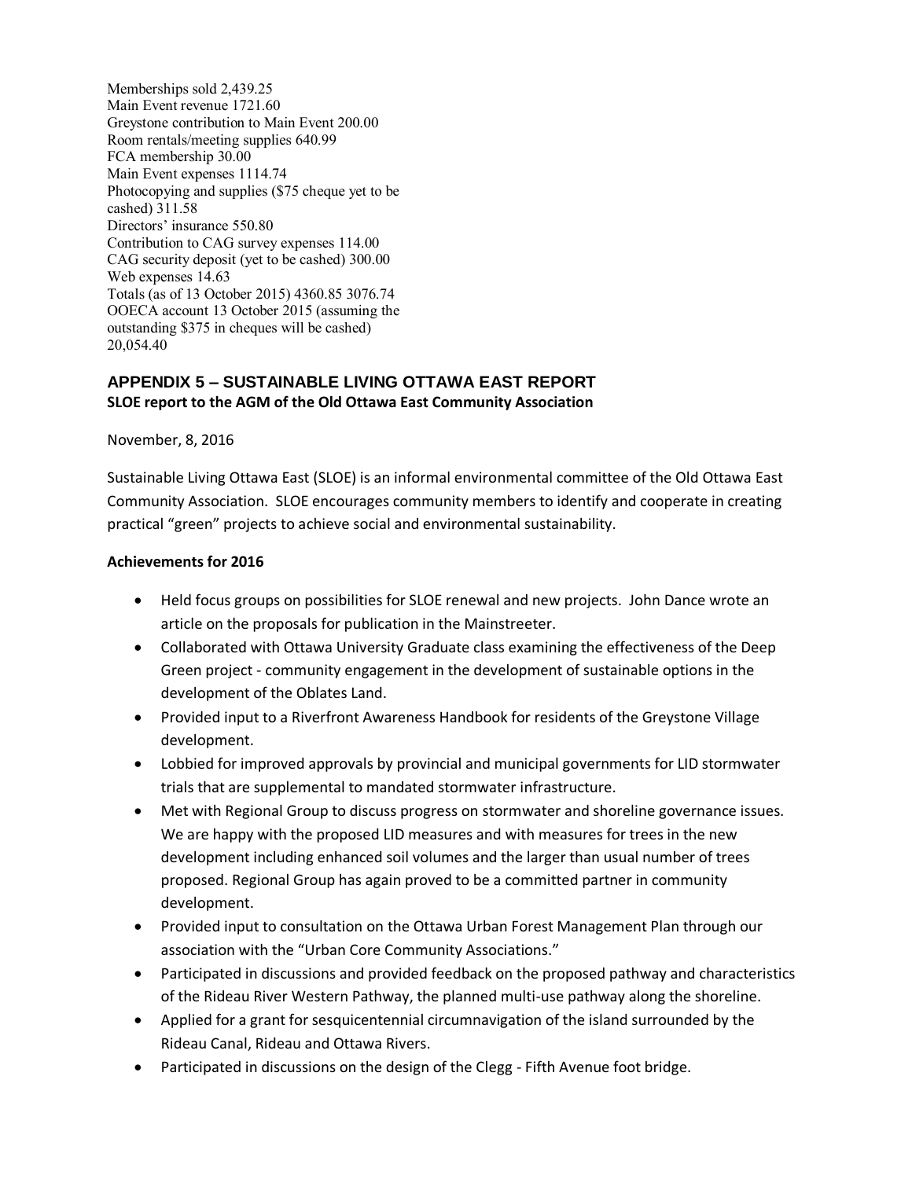Memberships sold 2,439.25
Main Event revenue 1721.60
Greystone contribution to Main Event 200.00
Room rentals/meeting supplies 640.99
FCA membership 30.00
Main Event expenses 1114.74
Photocopying and supplies ($75 cheque yet to be cashed) 311.58
Directors' insurance 550.80
Contribution to CAG survey expenses 114.00
CAG security deposit (yet to be cashed) 300.00
Web expenses 14.63
Totals (as of 13 October 2015) 4360.85 3076.74
OOECA account 13 October 2015 (assuming the outstanding $375 in cheques will be cashed) 20,054.40

## APPENDIX 5 – SUSTAINABLE LIVING OTTAWA EAST REPORT

**SLOE report to the AGM of the Old Ottawa East Community Association**

November, 8, 2016

Sustainable Living Ottawa East (SLOE) is an informal environmental committee of the Old Ottawa East Community Association. SLOE encourages community members to identify and cooperate in creating practical "green" projects to achieve social and environmental sustainability.

**Achievements for 2016**

- Held focus groups on possibilities for SLOE renewal and new projects. John Dance wrote an article on the proposals for publication in the Mainstreeter.
- Collaborated with Ottawa University Graduate class examining the effectiveness of the Deep Green project - community engagement in the development of sustainable options in the development of the Oblates Land.
- Provided input to a Riverfront Awareness Handbook for residents of the Greystone Village development.
- Lobbied for improved approvals by provincial and municipal governments for LID stormwater trials that are supplemental to mandated stormwater infrastructure.
- Met with Regional Group to discuss progress on stormwater and shoreline governance issues. We are happy with the proposed LID measures and with measures for trees in the new development including enhanced soil volumes and the larger than usual number of trees proposed. Regional Group has again proved to be a committed partner in community development.
- Provided input to consultation on the Ottawa Urban Forest Management Plan through our association with the "Urban Core Community Associations."
- Participated in discussions and provided feedback on the proposed pathway and characteristics of the Rideau River Western Pathway, the planned multi-use pathway along the shoreline.
- Applied for a grant for sesquicentennial circumnavigation of the island surrounded by the Rideau Canal, Rideau and Ottawa Rivers.
- Participated in discussions on the design of the Clegg - Fifth Avenue foot bridge.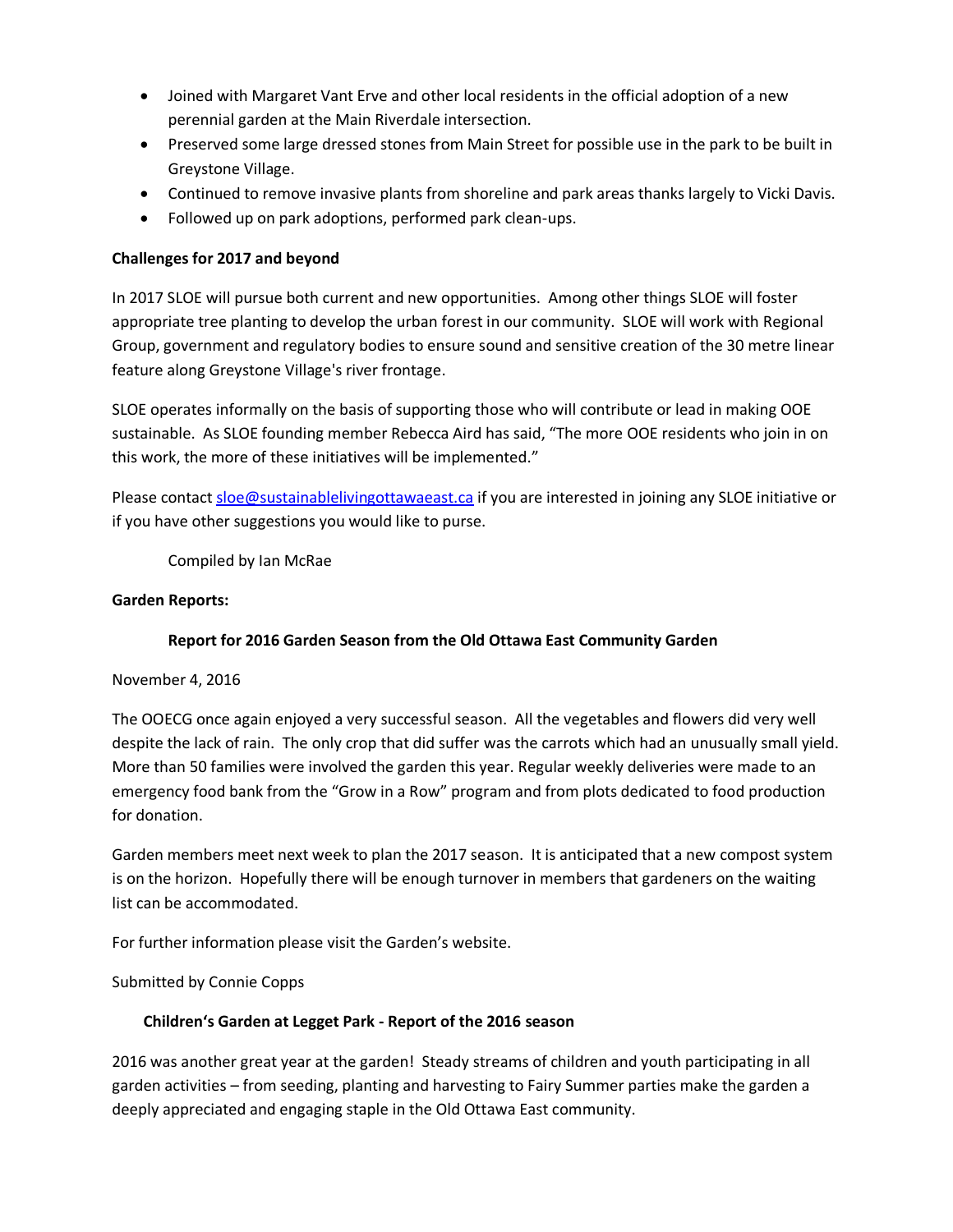- Joined with Margaret Vant Erve and other local residents in the official adoption of a new perennial garden at the Main Riverdale intersection.
- Preserved some large dressed stones from Main Street for possible use in the park to be built in Greystone Village.
- Continued to remove invasive plants from shoreline and park areas thanks largely to Vicki Davis.
- Followed up on park adoptions, performed park clean-ups.

**Challenges for 2017 and beyond**

In 2017 SLOE will pursue both current and new opportunities. Among other things SLOE will foster appropriate tree planting to develop the urban forest in our community. SLOE will work with Regional Group, government and regulatory bodies to ensure sound and sensitive creation of the 30 metre linear feature along Greystone Village's river frontage.

SLOE operates informally on the basis of supporting those who will contribute or lead in making OOE sustainable. As SLOE founding member Rebecca Aird has said, "The more OOE residents who join in on this work, the more of these initiatives will be implemented."

Please contact sloe@sustainablelivingottawaeast.ca if you are interested in joining any SLOE initiative or if you have other suggestions you would like to purse.

Compiled by Ian McRae

**Garden Reports:**

**Report for 2016 Garden Season from the Old Ottawa East Community Garden**

November 4, 2016

The OOECG once again enjoyed a very successful season. All the vegetables and flowers did very well despite the lack of rain. The only crop that did suffer was the carrots which had an unusually small yield. More than 50 families were involved the garden this year. Regular weekly deliveries were made to an emergency food bank from the "Grow in a Row" program and from plots dedicated to food production for donation.

Garden members meet next week to plan the 2017 season. It is anticipated that a new compost system is on the horizon. Hopefully there will be enough turnover in members that gardeners on the waiting list can be accommodated.

For further information please visit the Garden's website.

Submitted by Connie Copps

**Children's Garden at Legget Park - Report of the 2016 season**

2016 was another great year at the garden! Steady streams of children and youth participating in all garden activities – from seeding, planting and harvesting to Fairy Summer parties make the garden a deeply appreciated and engaging staple in the Old Ottawa East community.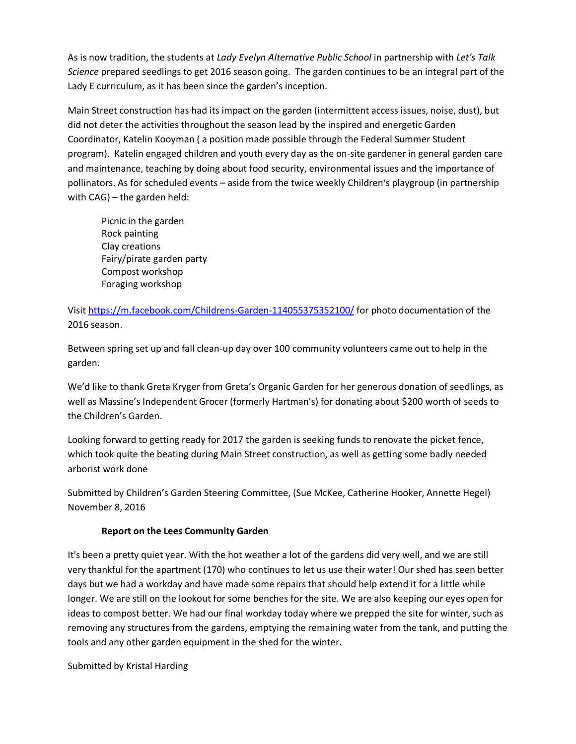As is now tradition, the students at *Lady Evelyn Alternative Public School* in partnership with *Let's Talk Science* prepared seedlings to get 2016 season going. The garden continues to be an integral part of the Lady E curriculum, as it has been since the garden's inception.

Main Street construction has had its impact on the garden (intermittent access issues, noise, dust), but did not deter the activities throughout the season lead by the inspired and energetic Garden Coordinator, Katelin Kooyman ( a position made possible through the Federal Summer Student program). Katelin engaged children and youth every day as the on-site gardener in general garden care and maintenance, teaching by doing about food security, environmental issues and the importance of pollinators. As for scheduled events – aside from the twice weekly Children's playgroup (in partnership with CAG) – the garden held:

Picnic in the garden
Rock painting
Clay creations
Fairy/pirate garden party
Compost workshop
Foraging workshop

Visit [https://m.facebook.com/Childrens-Garden-114055375352100/](https://m.facebook.com/Childrens-Garden-114055375352100/) for photo documentation of the 2016 season.

Between spring set up and fall clean-up day over 100 community volunteers came out to help in the garden.

We'd like to thank Greta Kryger from Greta's Organic Garden for her generous donation of seedlings, as well as Massine's Independent Grocer (formerly Hartman's) for donating about $200 worth of seeds to the Children's Garden.

Looking forward to getting ready for 2017 the garden is seeking funds to renovate the picket fence, which took quite the beating during Main Street construction, as well as getting some badly needed arborist work done

Submitted by Children's Garden Steering Committee, (Sue McKee, Catherine Hooker, Annette Hegel) November 8, 2016

**Report on the Lees Community Garden**

It's been a pretty quiet year. With the hot weather a lot of the gardens did very well, and we are still very thankful for the apartment (170) who continues to let us use their water! Our shed has seen better days but we had a workday and have made some repairs that should help extend it for a little while longer. We are still on the lookout for some benches for the site. We are also keeping our eyes open for ideas to compost better. We had our final workday today where we prepped the site for winter, such as removing any structures from the gardens, emptying the remaining water from the tank, and putting the tools and any other garden equipment in the shed for the winter.

Submitted by Kristal Harding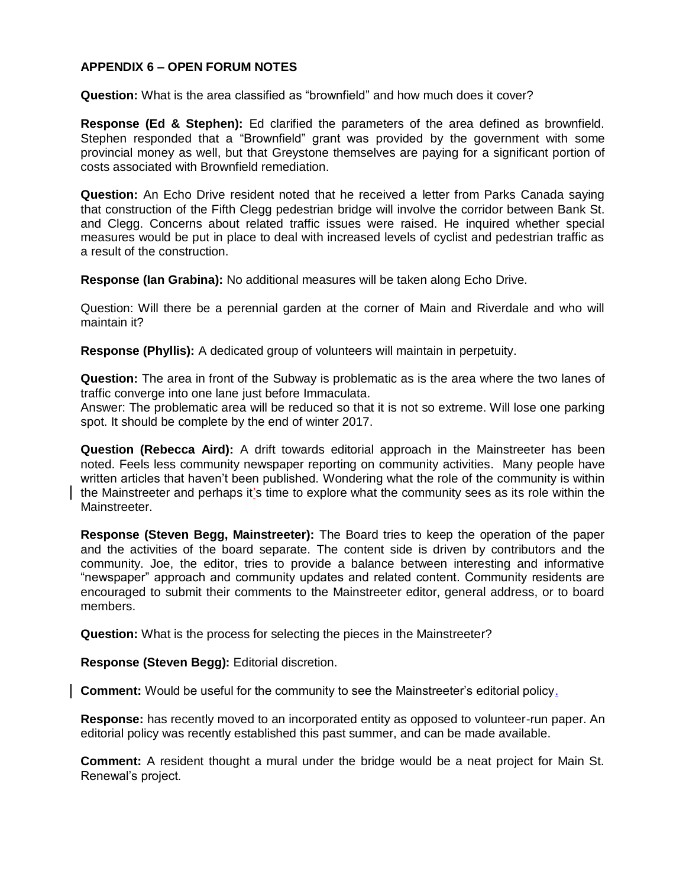**APPENDIX 6 – OPEN FORUM NOTES**

**Question:** What is the area classified as "brownfield" and how much does it cover?

**Response (Ed & Stephen):** Ed clarified the parameters of the area defined as brownfield. Stephen responded that a "Brownfield" grant was provided by the government with some provincial money as well, but that Greystone themselves are paying for a significant portion of costs associated with Brownfield remediation.

**Question:** An Echo Drive resident noted that he received a letter from Parks Canada saying that construction of the Fifth Clegg pedestrian bridge will involve the corridor between Bank St. and Clegg. Concerns about related traffic issues were raised. He inquired whether special measures would be put in place to deal with increased levels of cyclist and pedestrian traffic as a result of the construction.

**Response (Ian Grabina):** No additional measures will be taken along Echo Drive.

Question: Will there be a perennial garden at the corner of Main and Riverdale and who will maintain it?

**Response (Phyllis):** A dedicated group of volunteers will maintain in perpetuity.

**Question:** The area in front of the Subway is problematic as is the area where the two lanes of traffic converge into one lane just before Immaculata.
Answer: The problematic area will be reduced so that it is not so extreme. Will lose one parking spot. It should be complete by the end of winter 2017.

**Question (Rebecca Aird):** A drift towards editorial approach in the Mainstreeter has been noted. Feels less community newspaper reporting on community activities. Many people have written articles that haven't been published. Wondering what the role of the community is within the Mainstreeter and perhaps it's time to explore what the community sees as its role within the Mainstreeter.

**Response (Steven Begg, Mainstreeter):** The Board tries to keep the operation of the paper and the activities of the board separate. The content side is driven by contributors and the community. Joe, the editor, tries to provide a balance between interesting and informative "newspaper" approach and community updates and related content. Community residents are encouraged to submit their comments to the Mainstreeter editor, general address, or to board members.

**Question:** What is the process for selecting the pieces in the Mainstreeter?

**Response (Steven Begg):** Editorial discretion.

**Comment:** Would be useful for the community to see the Mainstreeter's editorial policy.

**Response:** has recently moved to an incorporated entity as opposed to volunteer-run paper. An editorial policy was recently established this past summer, and can be made available.

**Comment:** A resident thought a mural under the bridge would be a neat project for Main St. Renewal's project.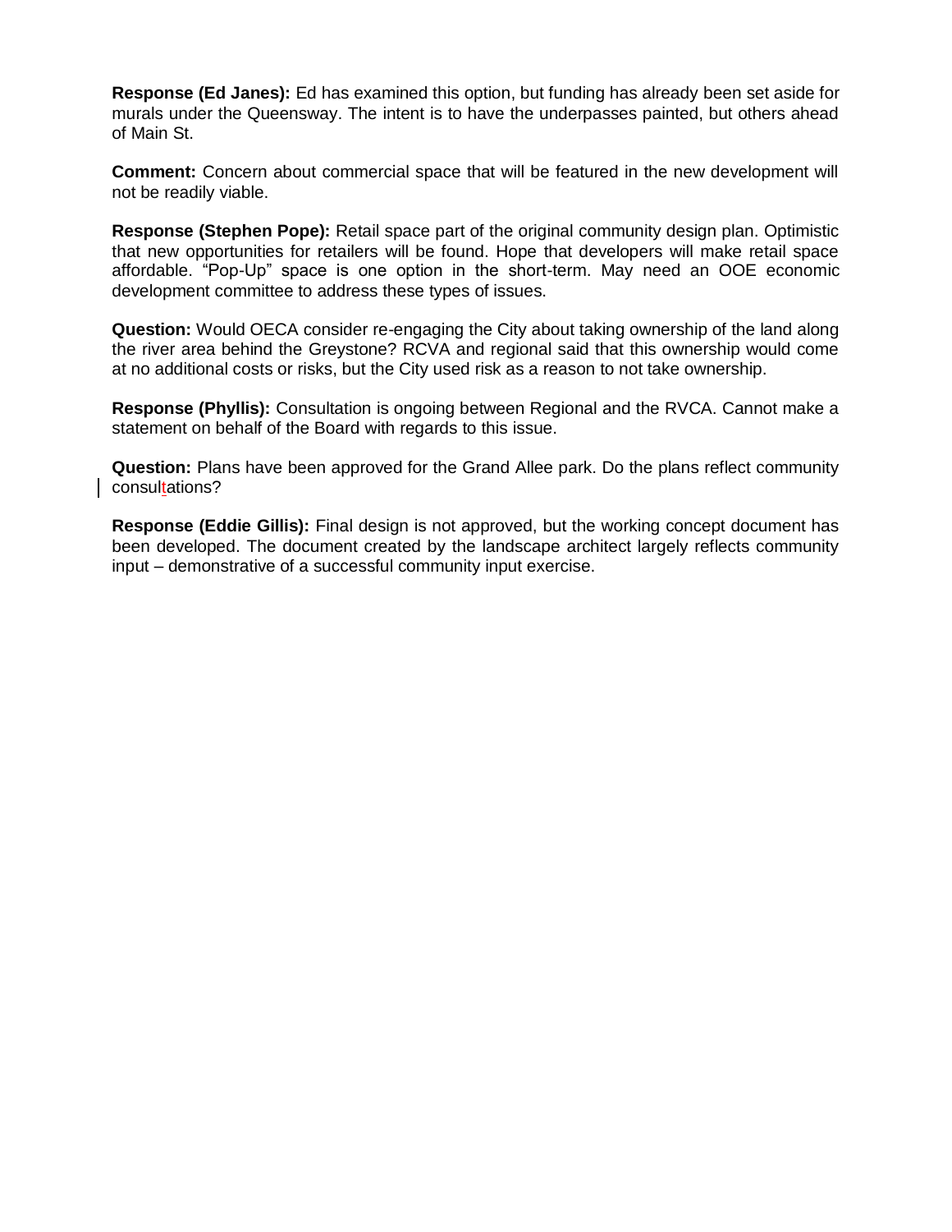**Response (Ed Janes):** Ed has examined this option, but funding has already been set aside for murals under the Queensway. The intent is to have the underpasses painted, but others ahead of Main St.

**Comment:** Concern about commercial space that will be featured in the new development will not be readily viable.

**Response (Stephen Pope):** Retail space part of the original community design plan. Optimistic that new opportunities for retailers will be found. Hope that developers will make retail space affordable. "Pop-Up" space is one option in the short-term. May need an OOE economic development committee to address these types of issues.

**Question:** Would OECA consider re-engaging the City about taking ownership of the land along the river area behind the Greystone? RCVA and regional said that this ownership would come at no additional costs or risks, but the City used risk as a reason to not take ownership.

**Response (Phyllis):** Consultation is ongoing between Regional and the RVCA. Cannot make a statement on behalf of the Board with regards to this issue.

**Question:** Plans have been approved for the Grand Allee park. Do the plans reflect community consultations?

**Response (Eddie Gillis):** Final design is not approved, but the working concept document has been developed. The document created by the landscape architect largely reflects community input – demonstrative of a successful community input exercise.